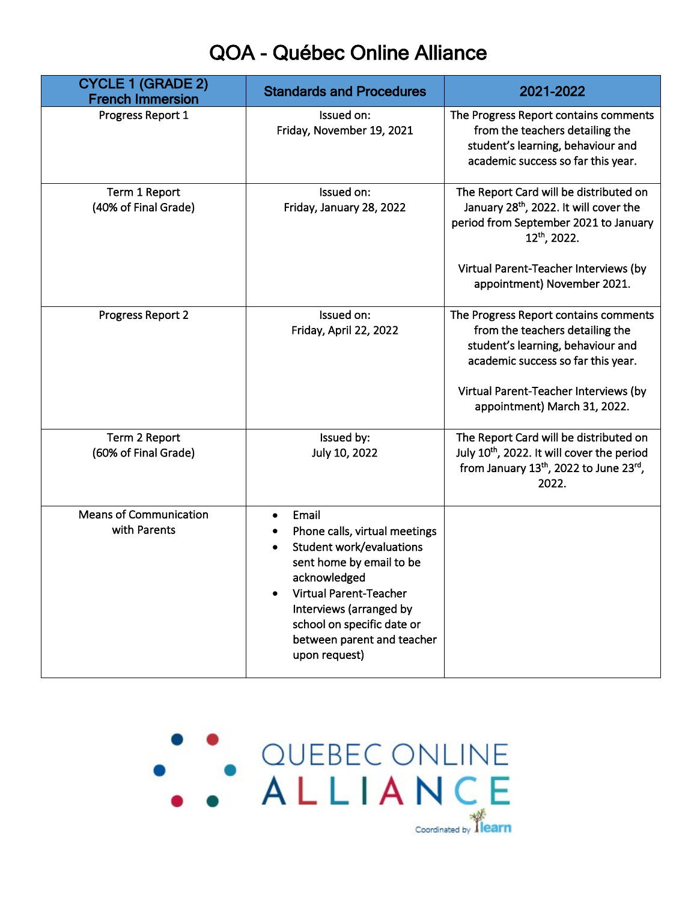# QOA - Québec Online Alliance

| CYCLE 1 (GRADE 2) French Immersion | Standards and Procedures | 2021-2022 |
|---|---|---|
| Progress Report 1 | Issued on: Friday, November 19, 2021 | The Progress Report contains comments from the teachers detailing the student's learning, behaviour and academic success so far this year. |
| Term 1 Report (40% of Final Grade) | Issued on: Friday, January 28, 2022 | The Report Card will be distributed on January 28th, 2022. It will cover the period from September 2021 to January 12th, 2022.<br><br>Virtual Parent-Teacher Interviews (by appointment) November 2021. |
| Progress Report 2 | Issued on: Friday, April 22, 2022 | The Progress Report contains comments from the teachers detailing the student's learning, behaviour and academic success so far this year.<br><br>Virtual Parent-Teacher Interviews (by appointment) March 31, 2022. |
| Term 2 Report (60% of Final Grade) | Issued by: July 10, 2022 | The Report Card will be distributed on July 10th, 2022. It will cover the period from January 13th, 2022 to June 23rd, 2022. |
| Means of Communication with Parents | • Email<br>• Phone calls, virtual meetings<br>• Student work/evaluations sent home by email to be acknowledged<br>• Virtual Parent-Teacher Interviews (arranged by school on specific date or between parent and teacher upon request) | |

QUEBEC ONLINE ALLIANCE

Coordinated by learn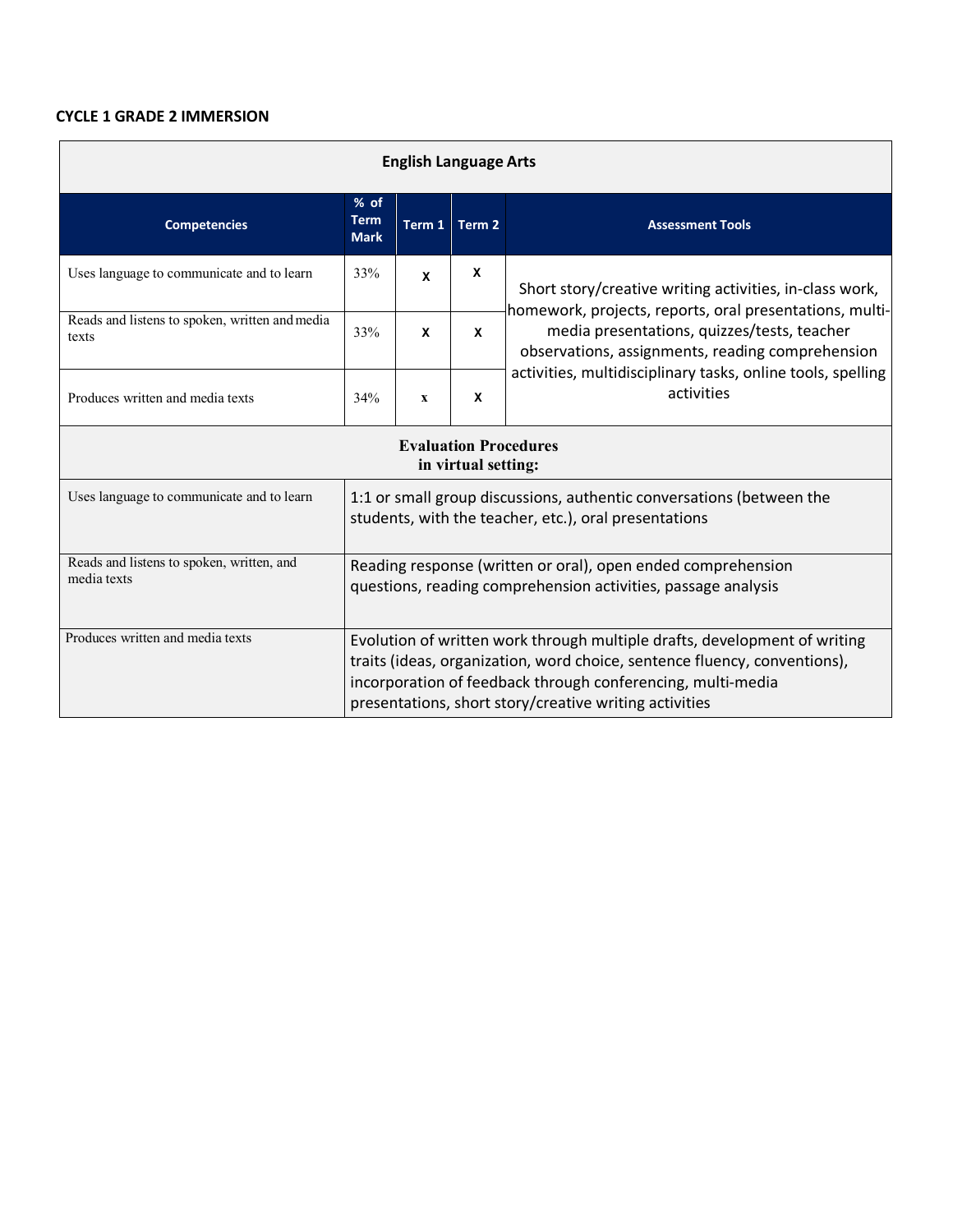**CYCLE 1 GRADE 2 IMMERSION**

| English Language Arts | | | | |
|---|---|---|---|---|
| **Competencies** | **% of Term Mark** | **Term 1** | **Term 2** | **Assessment Tools** |
| Uses language to communicate and to learn | 33% | X | X | Short story/creative writing activities, in-class work, homework, projects, reports, oral presentations, multi-media presentations, quizzes/tests, teacher observations, assignments, reading comprehension activities, multidisciplinary tasks, online tools, spelling activities |
| Reads and listens to spoken, written and media texts | 33% | X | X | |
| Produces written and media texts | 34% | x | X | |

| Evaluation Procedures in virtual setting: | |
|---|---|
| Uses language to communicate and to learn | 1:1 or small group discussions, authentic conversations (between the students, with the teacher, etc.), oral presentations |
| Reads and listens to spoken, written, and media texts | Reading response (written or oral), open ended comprehension questions, reading comprehension activities, passage analysis |
| Produces written and media texts | Evolution of written work through multiple drafts, development of writing traits (ideas, organization, word choice, sentence fluency, conventions), incorporation of feedback through conferencing, multi-media presentations, short story/creative writing activities |